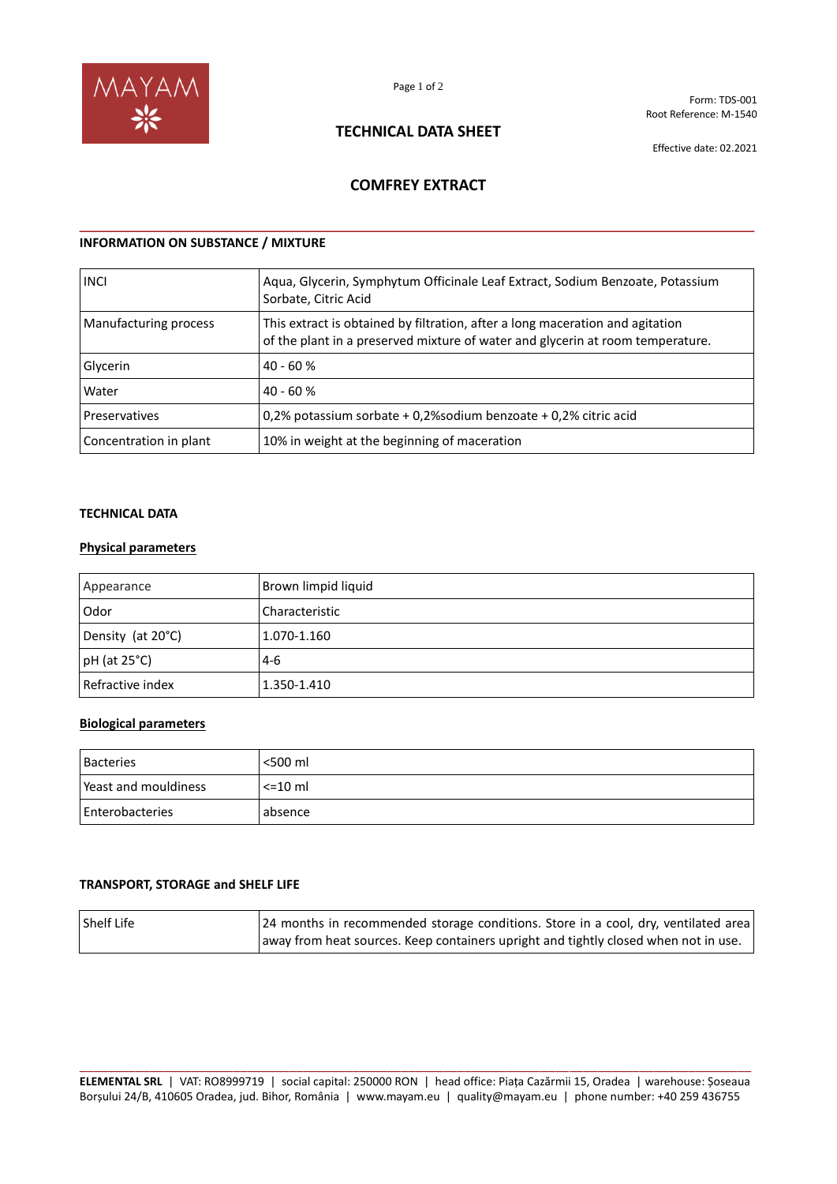MAYAM

Form: TDS-001
Root Reference: M-1540

# TECHNICAL DATA SHEET

Effective date: 02.2021

## COMFREY EXTRACT

### INFORMATION ON SUBSTANCE / MIXTURE

| | |
|---|---|
| INCI | Aqua, Glycerin, Symphytum Officinale Leaf Extract, Sodium Benzoate, Potassium Sorbate, Citric Acid |
| Manufacturing process | This extract is obtained by filtration, after a long maceration and agitation of the plant in a preserved mixture of water and glycerin at room temperature. |
| Glycerin | 40 - 60 % |
| Water | 40 - 60 % |
| Preservatives | 0,2% potassium sorbate + 0,2%sodium benzoate + 0,2% citric acid |
| Concentration in plant | 10% in weight at the beginning of maceration |

### TECHNICAL DATA

**Physical parameters**

| | |
|---|---|
| Appearance | Brown limpid liquid |
| Odor | Characteristic |
| Density (at 20°C) | 1.070-1.160 |
| pH (at 25°C) | 4-6 |
| Refractive index | 1.350-1.410 |

**Biological parameters**

| | |
|---|---|
| Bacteries | <500 ml |
| Yeast and mouldiness | <=10 ml |
| Enterobacteries | absence |

### TRANSPORT, STORAGE and SHELF LIFE

| | |
|---|---|
| Shelf Life | 24 months in recommended storage conditions. Store in a cool, dry, ventilated area away from heat sources. Keep containers upright and tightly closed when not in use. |

**ELEMENTAL SRL** | VAT: RO8999719 | social capital: 250000 RON | head office: Piața Cazărmii 15, Oradea | warehouse: Șoseaua Borșului 24/B, 410605 Oradea, jud. Bihor, România | www.mayam.eu | quality@mayam.eu | phone number: +40 259 436755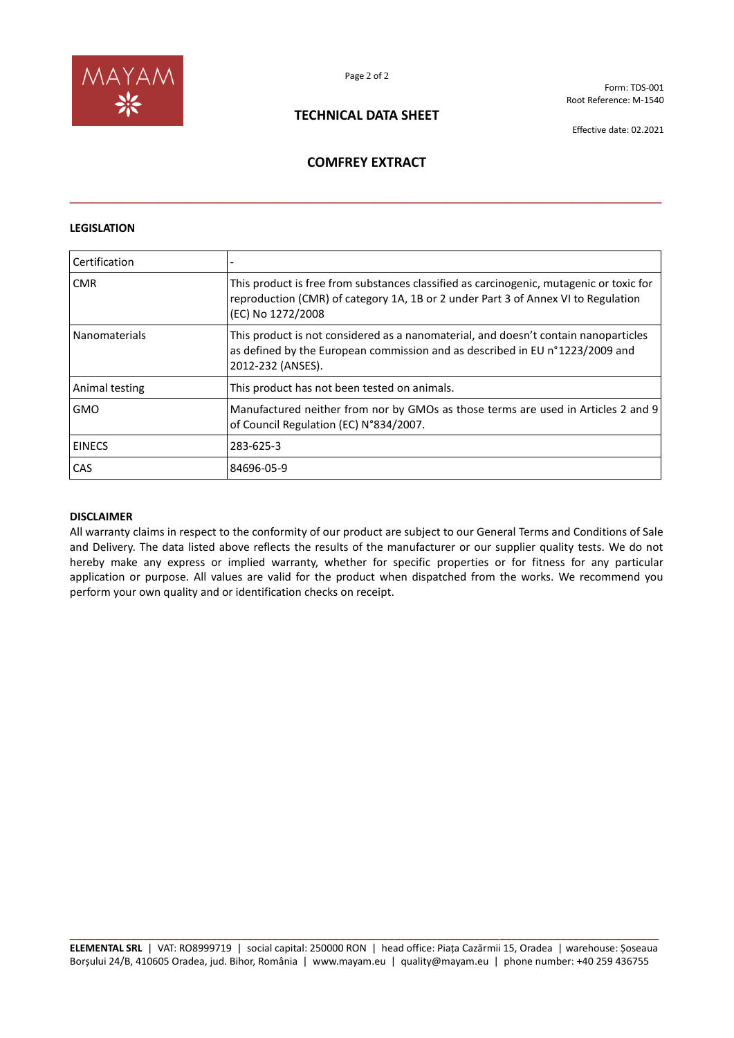## LEGISLATION

| | |
|---|---|
| Certification | - |
| CMR | This product is free from substances classified as carcinogenic, mutagenic or toxic for reproduction (CMR) of category 1A, 1B or 2 under Part 3 of Annex VI to Regulation (EC) No 1272/2008 |
| Nanomaterials | This product is not considered as a nanomaterial, and doesn't contain nanoparticles as defined by the European commission and as described in EU n°1223/2009 and 2012-232 (ANSES). |
| Animal testing | This product has not been tested on animals. |
| GMO | Manufactured neither from nor by GMOs as those terms are used in Articles 2 and 9 of Council Regulation (EC) N°834/2007. |
| EINECS | 283-625-3 |
| CAS | 84696-05-9 |

## DISCLAIMER

All warranty claims in respect to the conformity of our product are subject to our General Terms and Conditions of Sale and Delivery. The data listed above reflects the results of the manufacturer or our supplier quality tests. We do not hereby make any express or implied warranty, whether for specific properties or for fitness for any particular application or purpose. All values are valid for the product when dispatched from the works. We recommend you perform your own quality and or identification checks on receipt.